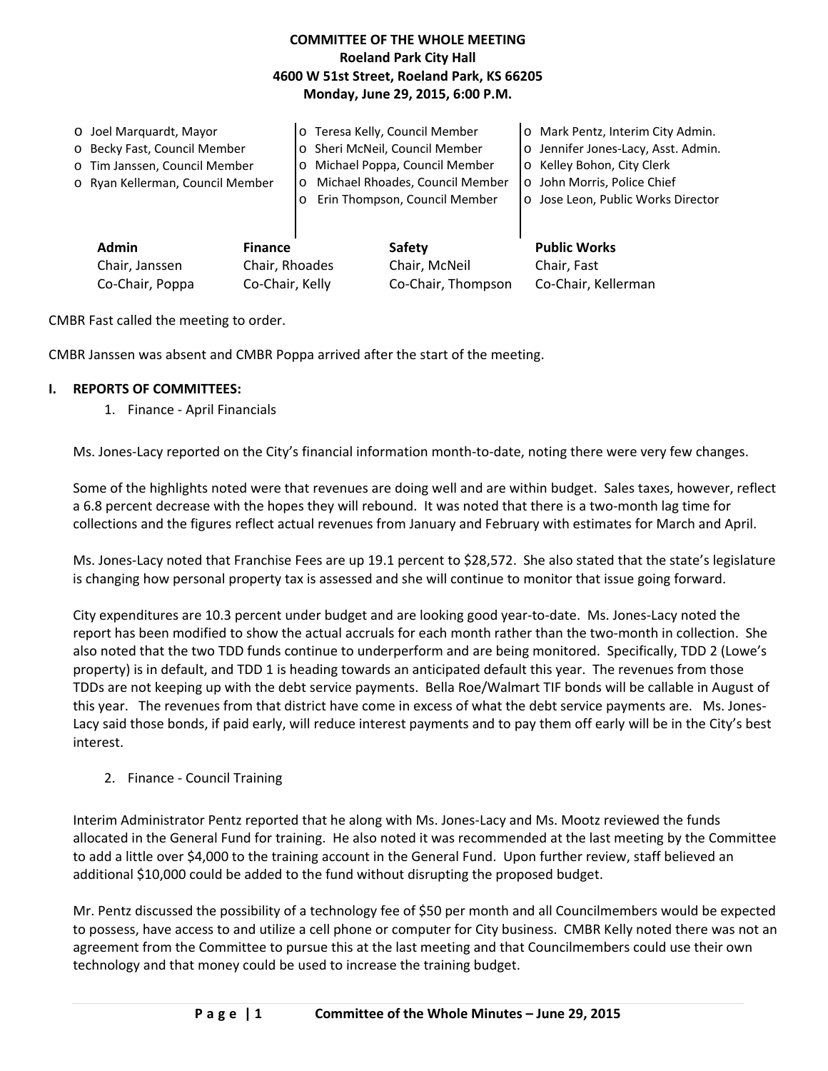**COMMITTEE OF THE WHOLE MEETING**
**Roeland Park City Hall**
**4600 W 51st Street, Roeland Park, KS 66205**
**Monday, June 29, 2015, 6:00 P.M.**

- Joel Marquardt, Mayor
- Becky Fast, Council Member
- Tim Janssen, Council Member
- Ryan Kellerman, Council Member
- Teresa Kelly, Council Member
- Sheri McNeil, Council Member
- Michael Poppa, Council Member
- Michael Rhoades, Council Member
- Erin Thompson, Council Member
- Mark Pentz, Interim City Admin.
- Jennifer Jones-Lacy, Asst. Admin.
- Kelley Bohon, City Clerk
- John Morris, Police Chief
- Jose Leon, Public Works Director

| **Admin** | **Finance** | **Safety** | **Public Works** |
|---|---|---|---|
| Chair, Janssen | Chair, Rhoades | Chair, McNeil | Chair, Fast |
| Co-Chair, Poppa | Co-Chair, Kelly | Co-Chair, Thompson | Co-Chair, Kellerman |

CMBR Fast called the meeting to order.

CMBR Janssen was absent and CMBR Poppa arrived after the start of the meeting.

## I. REPORTS OF COMMITTEES:

1. Finance - April Financials

Ms. Jones-Lacy reported on the City's financial information month-to-date, noting there were very few changes.

Some of the highlights noted were that revenues are doing well and are within budget. Sales taxes, however, reflect a 6.8 percent decrease with the hopes they will rebound. It was noted that there is a two-month lag time for collections and the figures reflect actual revenues from January and February with estimates for March and April.

Ms. Jones-Lacy noted that Franchise Fees are up 19.1 percent to $28,572. She also stated that the state's legislature is changing how personal property tax is assessed and she will continue to monitor that issue going forward.

City expenditures are 10.3 percent under budget and are looking good year-to-date. Ms. Jones-Lacy noted the report has been modified to show the actual accruals for each month rather than the two-month in collection. She also noted that the two TDD funds continue to underperform and are being monitored. Specifically, TDD 2 (Lowe's property) is in default, and TDD 1 is heading towards an anticipated default this year. The revenues from those TDDs are not keeping up with the debt service payments. Bella Roe/Walmart TIF bonds will be callable in August of this year. The revenues from that district have come in excess of what the debt service payments are. Ms. Jones-Lacy said those bonds, if paid early, will reduce interest payments and to pay them off early will be in the City's best interest.

2. Finance - Council Training

Interim Administrator Pentz reported that he along with Ms. Jones-Lacy and Ms. Mootz reviewed the funds allocated in the General Fund for training. He also noted it was recommended at the last meeting by the Committee to add a little over $4,000 to the training account in the General Fund. Upon further review, staff believed an additional $10,000 could be added to the fund without disrupting the proposed budget.

Mr. Pentz discussed the possibility of a technology fee of $50 per month and all Councilmembers would be expected to possess, have access to and utilize a cell phone or computer for City business. CMBR Kelly noted there was not an agreement from the Committee to pursue this at the last meeting and that Councilmembers could use their own technology and that money could be used to increase the training budget.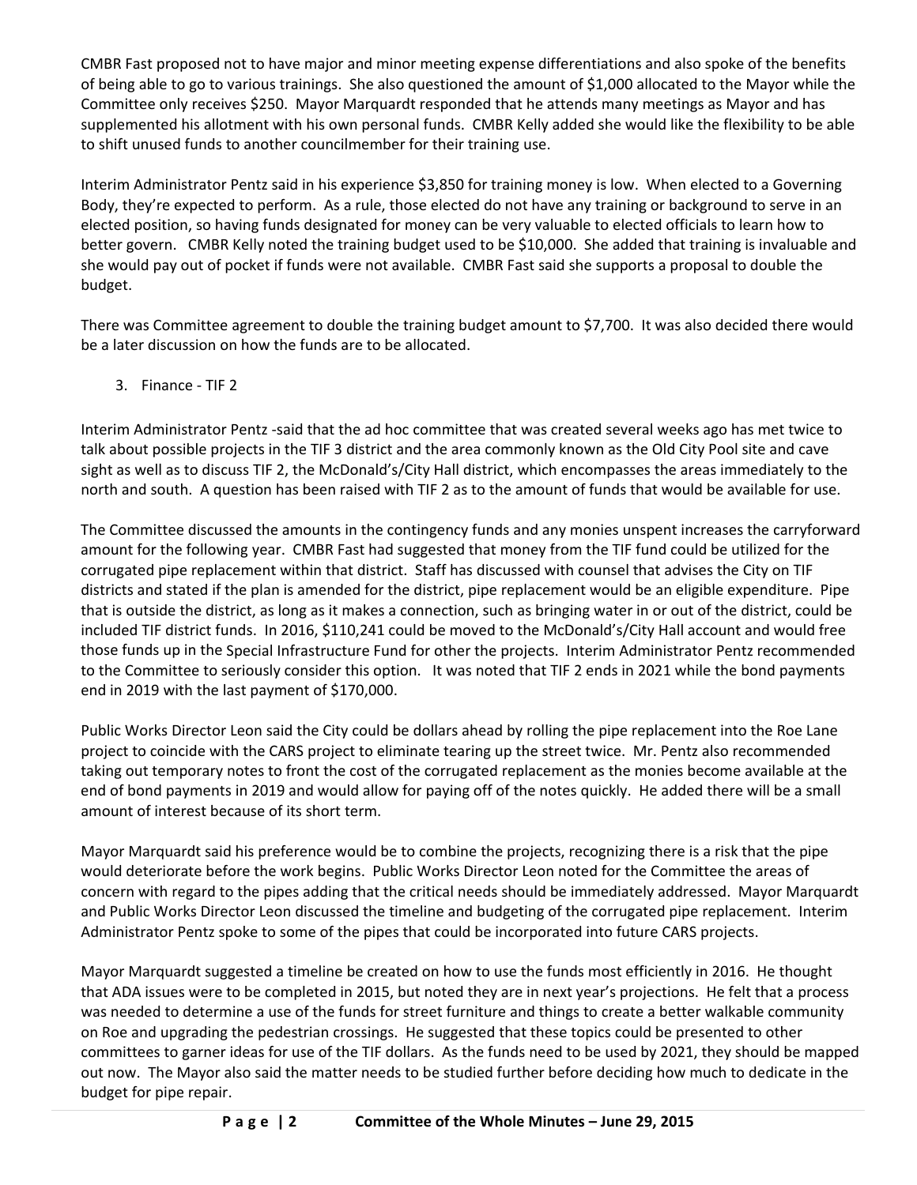CMBR Fast proposed not to have major and minor meeting expense differentiations and also spoke of the benefits of being able to go to various trainings. She also questioned the amount of $1,000 allocated to the Mayor while the Committee only receives $250. Mayor Marquardt responded that he attends many meetings as Mayor and has supplemented his allotment with his own personal funds. CMBR Kelly added she would like the flexibility to be able to shift unused funds to another councilmember for their training use.

Interim Administrator Pentz said in his experience $3,850 for training money is low. When elected to a Governing Body, they're expected to perform. As a rule, those elected do not have any training or background to serve in an elected position, so having funds designated for money can be very valuable to elected officials to learn how to better govern. CMBR Kelly noted the training budget used to be $10,000. She added that training is invaluable and she would pay out of pocket if funds were not available. CMBR Fast said she supports a proposal to double the budget.

There was Committee agreement to double the training budget amount to $7,700. It was also decided there would be a later discussion on how the funds are to be allocated.

3. Finance - TIF 2

Interim Administrator Pentz -said that the ad hoc committee that was created several weeks ago has met twice to talk about possible projects in the TIF 3 district and the area commonly known as the Old City Pool site and cave sight as well as to discuss TIF 2, the McDonald's/City Hall district, which encompasses the areas immediately to the north and south. A question has been raised with TIF 2 as to the amount of funds that would be available for use.

The Committee discussed the amounts in the contingency funds and any monies unspent increases the carryforward amount for the following year. CMBR Fast had suggested that money from the TIF fund could be utilized for the corrugated pipe replacement within that district. Staff has discussed with counsel that advises the City on TIF districts and stated if the plan is amended for the district, pipe replacement would be an eligible expenditure. Pipe that is outside the district, as long as it makes a connection, such as bringing water in or out of the district, could be included TIF district funds. In 2016, $110,241 could be moved to the McDonald's/City Hall account and would free those funds up in the Special Infrastructure Fund for other the projects. Interim Administrator Pentz recommended to the Committee to seriously consider this option. It was noted that TIF 2 ends in 2021 while the bond payments end in 2019 with the last payment of $170,000.

Public Works Director Leon said the City could be dollars ahead by rolling the pipe replacement into the Roe Lane project to coincide with the CARS project to eliminate tearing up the street twice. Mr. Pentz also recommended taking out temporary notes to front the cost of the corrugated replacement as the monies become available at the end of bond payments in 2019 and would allow for paying off of the notes quickly. He added there will be a small amount of interest because of its short term.

Mayor Marquardt said his preference would be to combine the projects, recognizing there is a risk that the pipe would deteriorate before the work begins. Public Works Director Leon noted for the Committee the areas of concern with regard to the pipes adding that the critical needs should be immediately addressed. Mayor Marquardt and Public Works Director Leon discussed the timeline and budgeting of the corrugated pipe replacement. Interim Administrator Pentz spoke to some of the pipes that could be incorporated into future CARS projects.

Mayor Marquardt suggested a timeline be created on how to use the funds most efficiently in 2016. He thought that ADA issues were to be completed in 2015, but noted they are in next year's projections. He felt that a process was needed to determine a use of the funds for street furniture and things to create a better walkable community on Roe and upgrading the pedestrian crossings. He suggested that these topics could be presented to other committees to garner ideas for use of the TIF dollars. As the funds need to be used by 2021, they should be mapped out now. The Mayor also said the matter needs to be studied further before deciding how much to dedicate in the budget for pipe repair.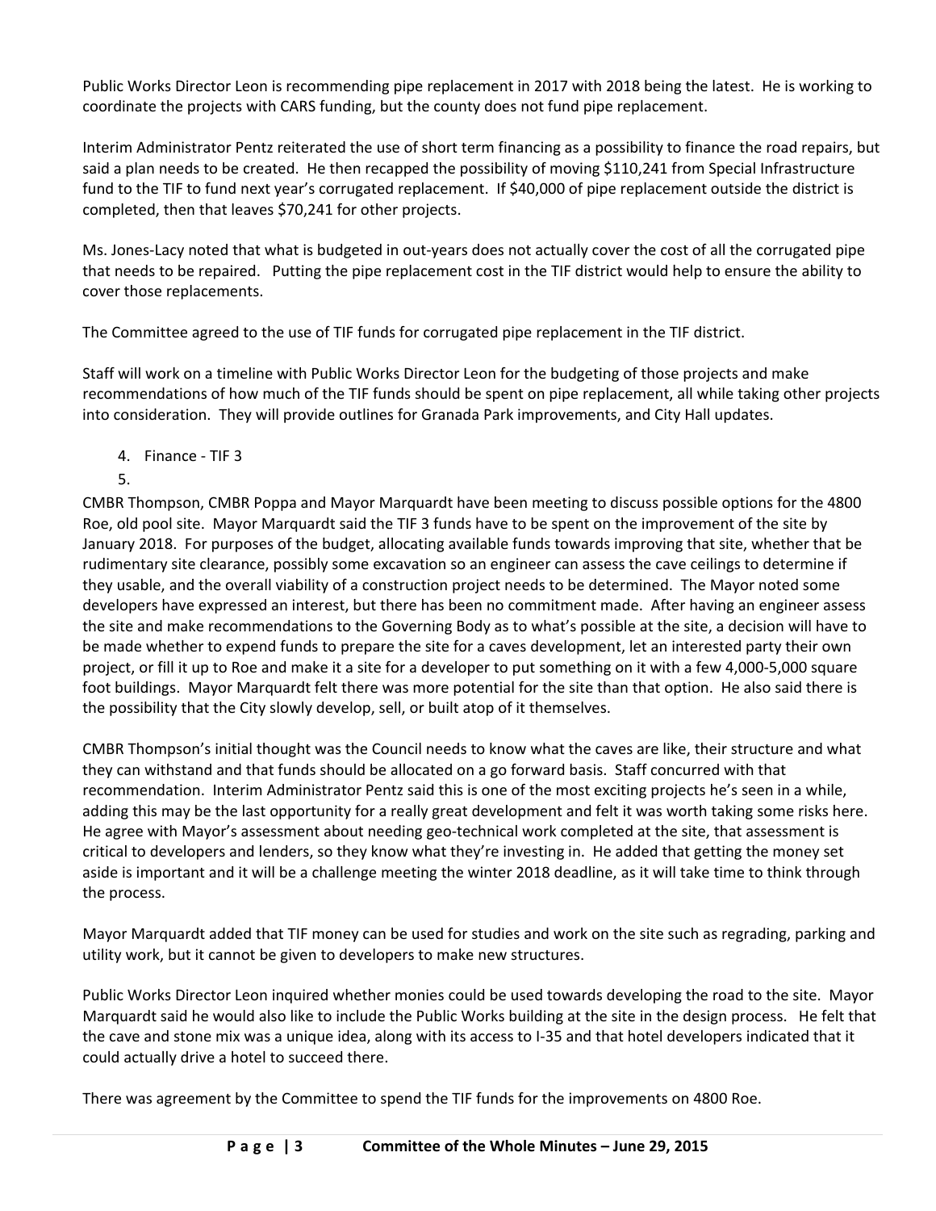Public Works Director Leon is recommending pipe replacement in 2017 with 2018 being the latest. He is working to coordinate the projects with CARS funding, but the county does not fund pipe replacement.

Interim Administrator Pentz reiterated the use of short term financing as a possibility to finance the road repairs, but said a plan needs to be created. He then recapped the possibility of moving $110,241 from Special Infrastructure fund to the TIF to fund next year's corrugated replacement. If $40,000 of pipe replacement outside the district is completed, then that leaves $70,241 for other projects.

Ms. Jones-Lacy noted that what is budgeted in out-years does not actually cover the cost of all the corrugated pipe that needs to be repaired. Putting the pipe replacement cost in the TIF district would help to ensure the ability to cover those replacements.

The Committee agreed to the use of TIF funds for corrugated pipe replacement in the TIF district.

Staff will work on a timeline with Public Works Director Leon for the budgeting of those projects and make recommendations of how much of the TIF funds should be spent on pipe replacement, all while taking other projects into consideration. They will provide outlines for Granada Park improvements, and City Hall updates.

4. Finance - TIF 3
5.

CMBR Thompson, CMBR Poppa and Mayor Marquardt have been meeting to discuss possible options for the 4800 Roe, old pool site. Mayor Marquardt said the TIF 3 funds have to be spent on the improvement of the site by January 2018. For purposes of the budget, allocating available funds towards improving that site, whether that be rudimentary site clearance, possibly some excavation so an engineer can assess the cave ceilings to determine if they usable, and the overall viability of a construction project needs to be determined. The Mayor noted some developers have expressed an interest, but there has been no commitment made. After having an engineer assess the site and make recommendations to the Governing Body as to what's possible at the site, a decision will have to be made whether to expend funds to prepare the site for a caves development, let an interested party their own project, or fill it up to Roe and make it a site for a developer to put something on it with a few 4,000-5,000 square foot buildings. Mayor Marquardt felt there was more potential for the site than that option. He also said there is the possibility that the City slowly develop, sell, or built atop of it themselves.

CMBR Thompson's initial thought was the Council needs to know what the caves are like, their structure and what they can withstand and that funds should be allocated on a go forward basis. Staff concurred with that recommendation. Interim Administrator Pentz said this is one of the most exciting projects he's seen in a while, adding this may be the last opportunity for a really great development and felt it was worth taking some risks here. He agree with Mayor's assessment about needing geo-technical work completed at the site, that assessment is critical to developers and lenders, so they know what they're investing in. He added that getting the money set aside is important and it will be a challenge meeting the winter 2018 deadline, as it will take time to think through the process.

Mayor Marquardt added that TIF money can be used for studies and work on the site such as regrading, parking and utility work, but it cannot be given to developers to make new structures.

Public Works Director Leon inquired whether monies could be used towards developing the road to the site. Mayor Marquardt said he would also like to include the Public Works building at the site in the design process. He felt that the cave and stone mix was a unique idea, along with its access to I-35 and that hotel developers indicated that it could actually drive a hotel to succeed there.

There was agreement by the Committee to spend the TIF funds for the improvements on 4800 Roe.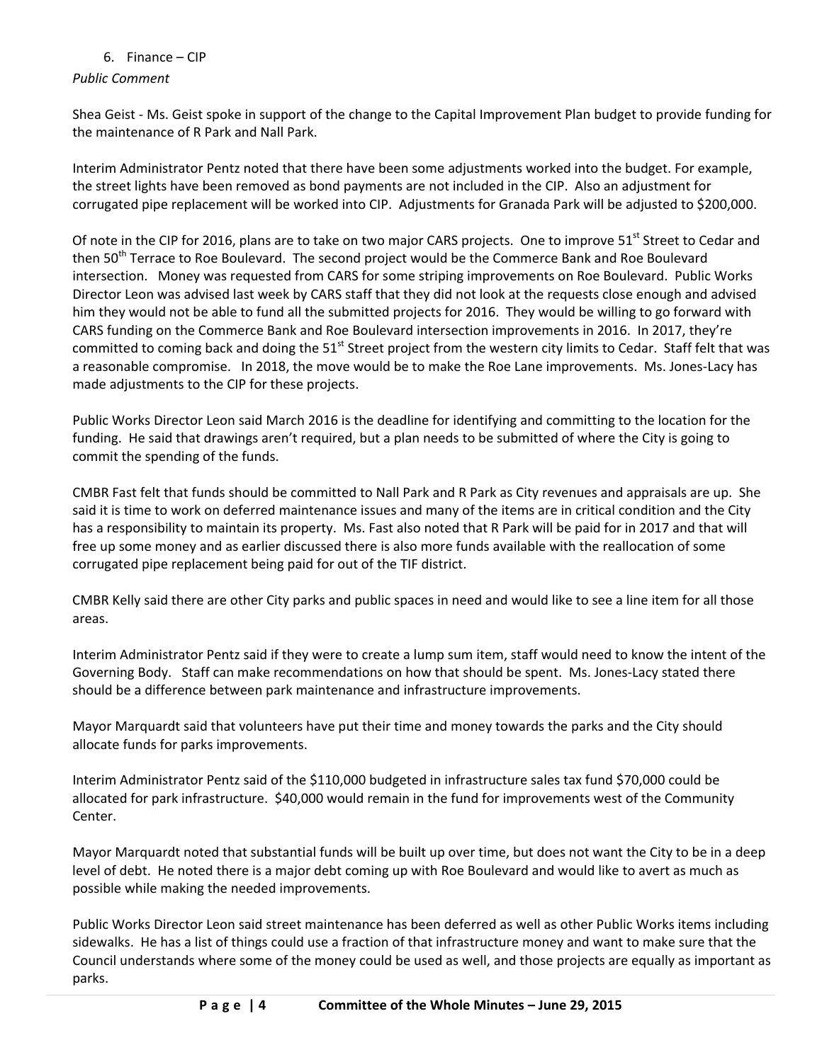6. Finance – CIP

*Public Comment*

Shea Geist - Ms. Geist spoke in support of the change to the Capital Improvement Plan budget to provide funding for the maintenance of R Park and Nall Park.

Interim Administrator Pentz noted that there have been some adjustments worked into the budget. For example, the street lights have been removed as bond payments are not included in the CIP. Also an adjustment for corrugated pipe replacement will be worked into CIP. Adjustments for Granada Park will be adjusted to $200,000.

Of note in the CIP for 2016, plans are to take on two major CARS projects. One to improve 51st Street to Cedar and then 50th Terrace to Roe Boulevard. The second project would be the Commerce Bank and Roe Boulevard intersection. Money was requested from CARS for some striping improvements on Roe Boulevard. Public Works Director Leon was advised last week by CARS staff that they did not look at the requests close enough and advised him they would not be able to fund all the submitted projects for 2016. They would be willing to go forward with CARS funding on the Commerce Bank and Roe Boulevard intersection improvements in 2016. In 2017, they're committed to coming back and doing the 51st Street project from the western city limits to Cedar. Staff felt that was a reasonable compromise. In 2018, the move would be to make the Roe Lane improvements. Ms. Jones-Lacy has made adjustments to the CIP for these projects.

Public Works Director Leon said March 2016 is the deadline for identifying and committing to the location for the funding. He said that drawings aren't required, but a plan needs to be submitted of where the City is going to commit the spending of the funds.

CMBR Fast felt that funds should be committed to Nall Park and R Park as City revenues and appraisals are up. She said it is time to work on deferred maintenance issues and many of the items are in critical condition and the City has a responsibility to maintain its property. Ms. Fast also noted that R Park will be paid for in 2017 and that will free up some money and as earlier discussed there is also more funds available with the reallocation of some corrugated pipe replacement being paid for out of the TIF district.

CMBR Kelly said there are other City parks and public spaces in need and would like to see a line item for all those areas.

Interim Administrator Pentz said if they were to create a lump sum item, staff would need to know the intent of the Governing Body. Staff can make recommendations on how that should be spent. Ms. Jones-Lacy stated there should be a difference between park maintenance and infrastructure improvements.

Mayor Marquardt said that volunteers have put their time and money towards the parks and the City should allocate funds for parks improvements.

Interim Administrator Pentz said of the $110,000 budgeted in infrastructure sales tax fund $70,000 could be allocated for park infrastructure. $40,000 would remain in the fund for improvements west of the Community Center.

Mayor Marquardt noted that substantial funds will be built up over time, but does not want the City to be in a deep level of debt. He noted there is a major debt coming up with Roe Boulevard and would like to avert as much as possible while making the needed improvements.

Public Works Director Leon said street maintenance has been deferred as well as other Public Works items including sidewalks. He has a list of things could use a fraction of that infrastructure money and want to make sure that the Council understands where some of the money could be used as well, and those projects are equally as important as parks.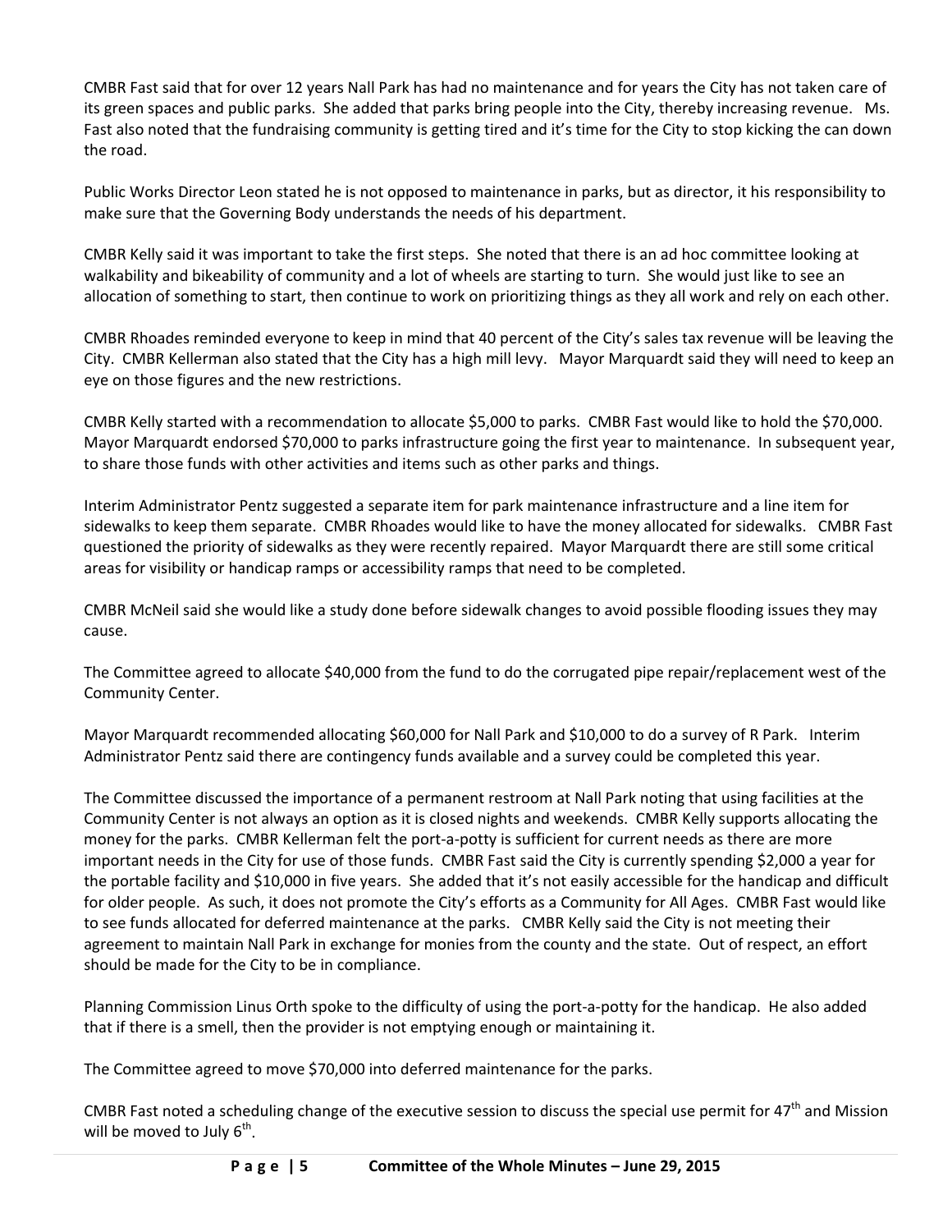CMBR Fast said that for over 12 years Nall Park has had no maintenance and for years the City has not taken care of its green spaces and public parks. She added that parks bring people into the City, thereby increasing revenue. Ms. Fast also noted that the fundraising community is getting tired and it's time for the City to stop kicking the can down the road.

Public Works Director Leon stated he is not opposed to maintenance in parks, but as director, it his responsibility to make sure that the Governing Body understands the needs of his department.

CMBR Kelly said it was important to take the first steps. She noted that there is an ad hoc committee looking at walkability and bikeability of community and a lot of wheels are starting to turn. She would just like to see an allocation of something to start, then continue to work on prioritizing things as they all work and rely on each other.

CMBR Rhoades reminded everyone to keep in mind that 40 percent of the City's sales tax revenue will be leaving the City. CMBR Kellerman also stated that the City has a high mill levy. Mayor Marquardt said they will need to keep an eye on those figures and the new restrictions.

CMBR Kelly started with a recommendation to allocate \$5,000 to parks. CMBR Fast would like to hold the \$70,000. Mayor Marquardt endorsed \$70,000 to parks infrastructure going the first year to maintenance. In subsequent year, to share those funds with other activities and items such as other parks and things.

Interim Administrator Pentz suggested a separate item for park maintenance infrastructure and a line item for sidewalks to keep them separate. CMBR Rhoades would like to have the money allocated for sidewalks. CMBR Fast questioned the priority of sidewalks as they were recently repaired. Mayor Marquardt there are still some critical areas for visibility or handicap ramps or accessibility ramps that need to be completed.

CMBR McNeil said she would like a study done before sidewalk changes to avoid possible flooding issues they may cause.

The Committee agreed to allocate \$40,000 from the fund to do the corrugated pipe repair/replacement west of the Community Center.

Mayor Marquardt recommended allocating \$60,000 for Nall Park and \$10,000 to do a survey of R Park. Interim Administrator Pentz said there are contingency funds available and a survey could be completed this year.

The Committee discussed the importance of a permanent restroom at Nall Park noting that using facilities at the Community Center is not always an option as it is closed nights and weekends. CMBR Kelly supports allocating the money for the parks. CMBR Kellerman felt the port-a-potty is sufficient for current needs as there are more important needs in the City for use of those funds. CMBR Fast said the City is currently spending \$2,000 a year for the portable facility and \$10,000 in five years. She added that it's not easily accessible for the handicap and difficult for older people. As such, it does not promote the City's efforts as a Community for All Ages. CMBR Fast would like to see funds allocated for deferred maintenance at the parks. CMBR Kelly said the City is not meeting their agreement to maintain Nall Park in exchange for monies from the county and the state. Out of respect, an effort should be made for the City to be in compliance.

Planning Commission Linus Orth spoke to the difficulty of using the port-a-potty for the handicap. He also added that if there is a smell, then the provider is not emptying enough or maintaining it.

The Committee agreed to move \$70,000 into deferred maintenance for the parks.

CMBR Fast noted a scheduling change of the executive session to discuss the special use permit for 47th and Mission will be moved to July 6th.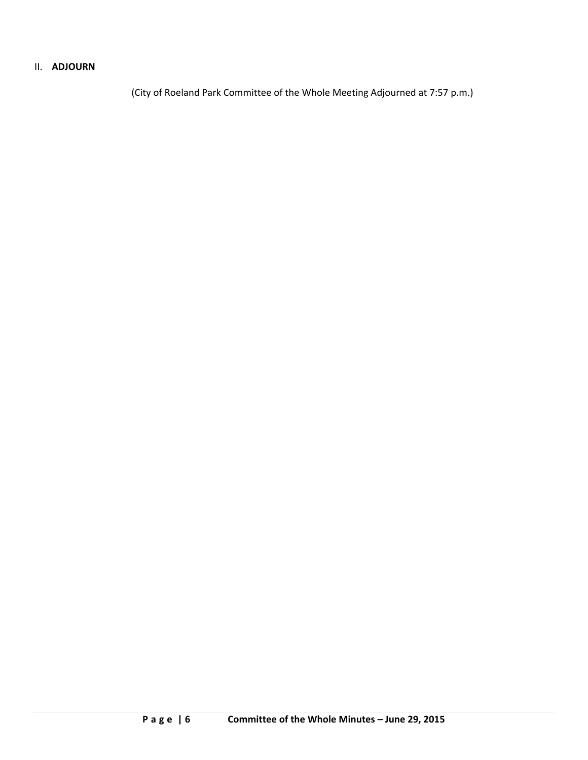II. **ADJOURN**

(City of Roeland Park Committee of the Whole Meeting Adjourned at 7:57 p.m.)